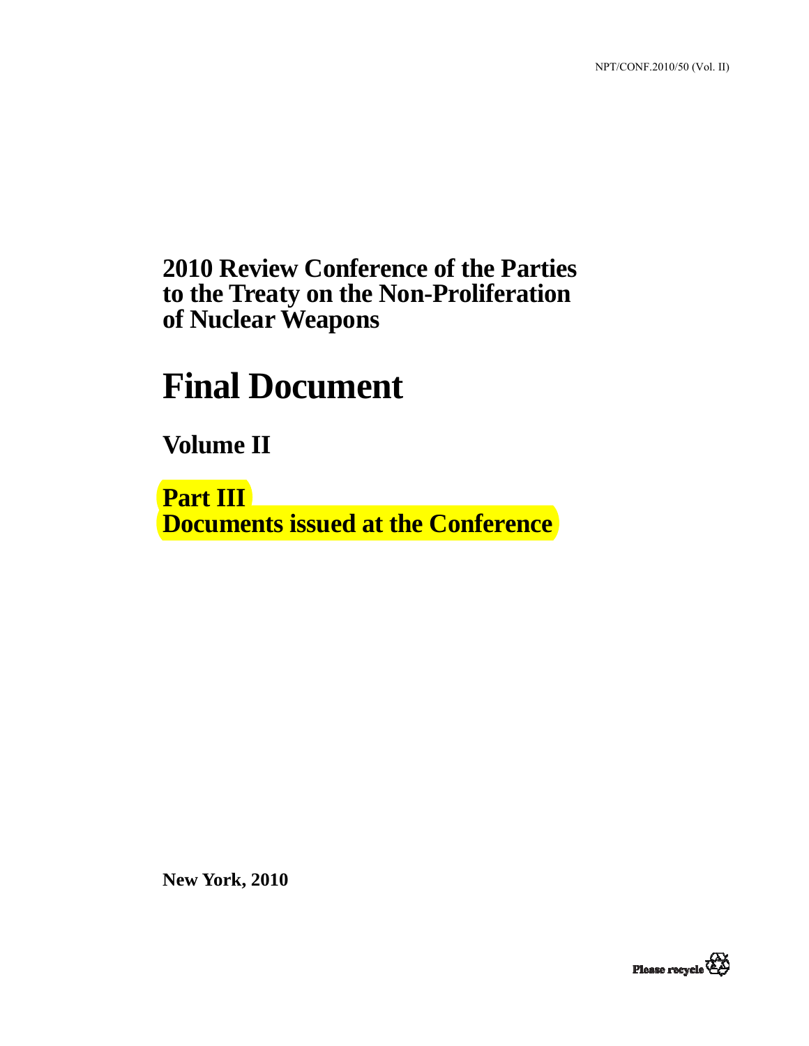NPT/CONF.2010/50 (Vol. II)

# 2010 Review Conference of the Parties to the Treaty on the Non-Proliferation of Nuclear Weapons

# Final Document

## Volume II

## Part III
## Documents issued at the Conference

**New York, 2010**

Please recycle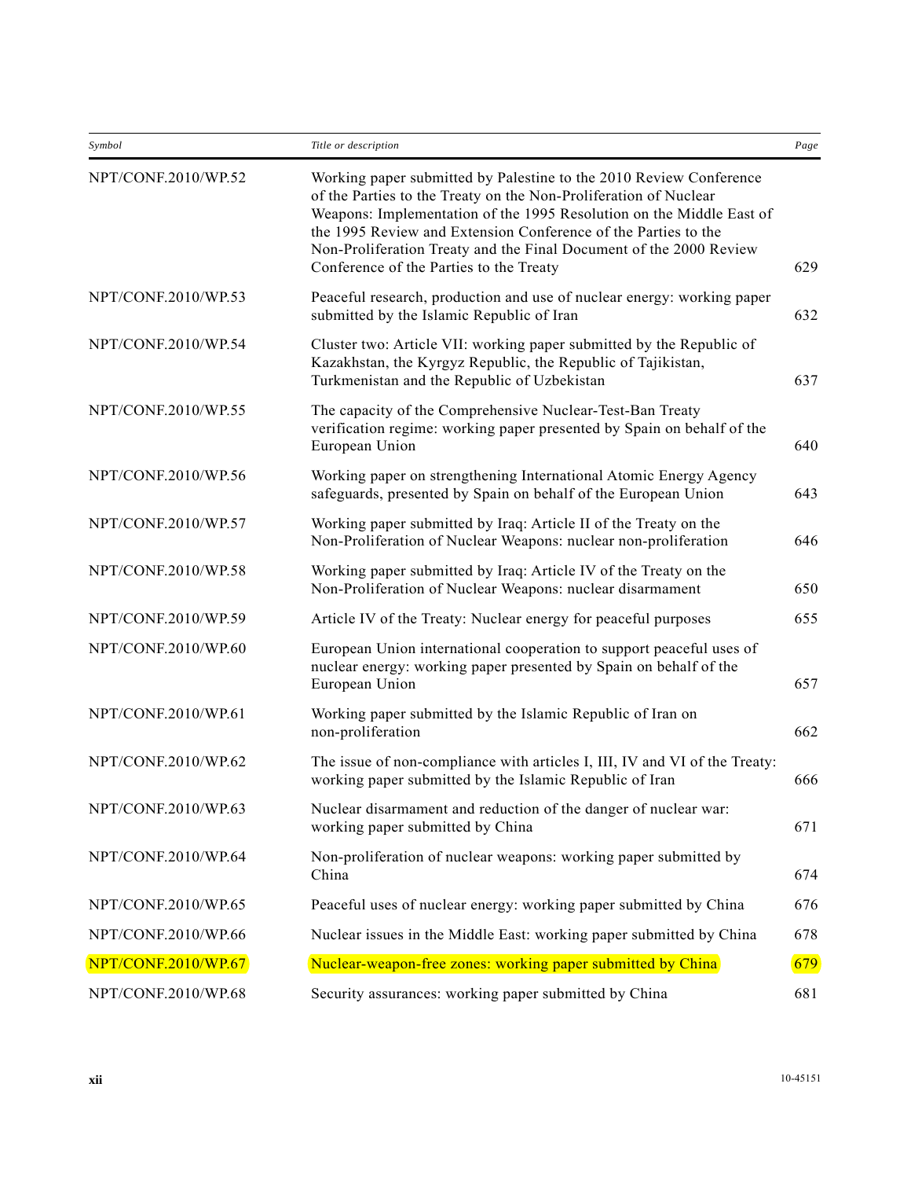| *Symbol* | *Title or description* | *Page* |
|---|---|---|
| NPT/CONF.2010/WP.52 | Working paper submitted by Palestine to the 2010 Review Conference of the Parties to the Treaty on the Non-Proliferation of Nuclear Weapons: Implementation of the 1995 Resolution on the Middle East of the 1995 Review and Extension Conference of the Parties to the Non-Proliferation Treaty and the Final Document of the 2000 Review Conference of the Parties to the Treaty | 629 |
| NPT/CONF.2010/WP.53 | Peaceful research, production and use of nuclear energy: working paper submitted by the Islamic Republic of Iran | 632 |
| NPT/CONF.2010/WP.54 | Cluster two: Article VII: working paper submitted by the Republic of Kazakhstan, the Kyrgyz Republic, the Republic of Tajikistan, Turkmenistan and the Republic of Uzbekistan | 637 |
| NPT/CONF.2010/WP.55 | The capacity of the Comprehensive Nuclear-Test-Ban Treaty verification regime: working paper presented by Spain on behalf of the European Union | 640 |
| NPT/CONF.2010/WP.56 | Working paper on strengthening International Atomic Energy Agency safeguards, presented by Spain on behalf of the European Union | 643 |
| NPT/CONF.2010/WP.57 | Working paper submitted by Iraq: Article II of the Treaty on the Non-Proliferation of Nuclear Weapons: nuclear non-proliferation | 646 |
| NPT/CONF.2010/WP.58 | Working paper submitted by Iraq: Article IV of the Treaty on the Non-Proliferation of Nuclear Weapons: nuclear disarmament | 650 |
| NPT/CONF.2010/WP.59 | Article IV of the Treaty: Nuclear energy for peaceful purposes | 655 |
| NPT/CONF.2010/WP.60 | European Union international cooperation to support peaceful uses of nuclear energy: working paper presented by Spain on behalf of the European Union | 657 |
| NPT/CONF.2010/WP.61 | Working paper submitted by the Islamic Republic of Iran on non-proliferation | 662 |
| NPT/CONF.2010/WP.62 | The issue of non-compliance with articles I, III, IV and VI of the Treaty: working paper submitted by the Islamic Republic of Iran | 666 |
| NPT/CONF.2010/WP.63 | Nuclear disarmament and reduction of the danger of nuclear war: working paper submitted by China | 671 |
| NPT/CONF.2010/WP.64 | Non-proliferation of nuclear weapons: working paper submitted by China | 674 |
| NPT/CONF.2010/WP.65 | Peaceful uses of nuclear energy: working paper submitted by China | 676 |
| NPT/CONF.2010/WP.66 | Nuclear issues in the Middle East: working paper submitted by China | 678 |
| NPT/CONF.2010/WP.67 | Nuclear-weapon-free zones: working paper submitted by China | 679 |
| NPT/CONF.2010/WP.68 | Security assurances: working paper submitted by China | 681 |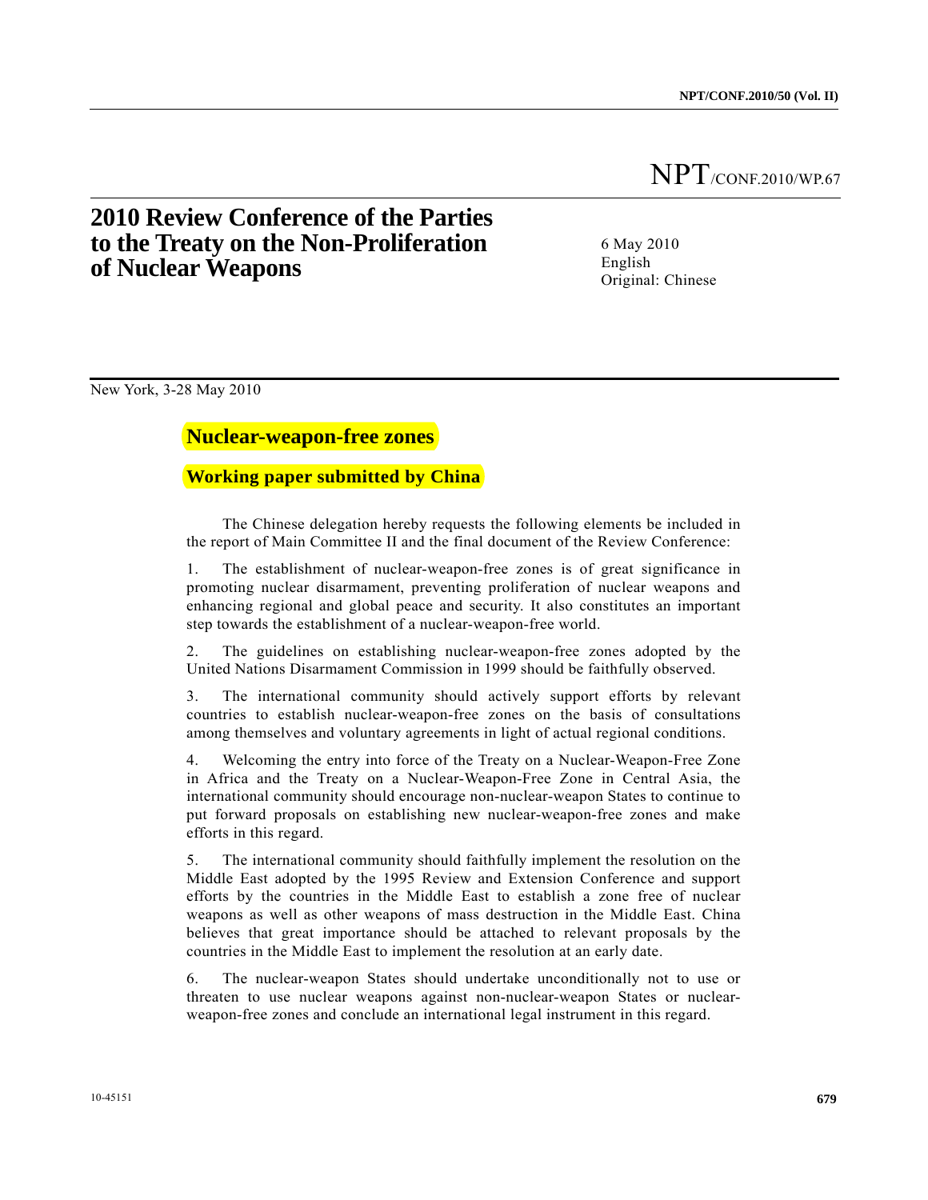NPT/CONF.2010/WP.67

# 2010 Review Conference of the Parties to the Treaty on the Non-Proliferation of Nuclear Weapons

6 May 2010
English
Original: Chinese

New York, 3-28 May 2010

## Nuclear-weapon-free zones

### Working paper submitted by China

The Chinese delegation hereby requests the following elements be included in the report of Main Committee II and the final document of the Review Conference:

1. The establishment of nuclear-weapon-free zones is of great significance in promoting nuclear disarmament, preventing proliferation of nuclear weapons and enhancing regional and global peace and security. It also constitutes an important step towards the establishment of a nuclear-weapon-free world.

2. The guidelines on establishing nuclear-weapon-free zones adopted by the United Nations Disarmament Commission in 1999 should be faithfully observed.

3. The international community should actively support efforts by relevant countries to establish nuclear-weapon-free zones on the basis of consultations among themselves and voluntary agreements in light of actual regional conditions.

4. Welcoming the entry into force of the Treaty on a Nuclear-Weapon-Free Zone in Africa and the Treaty on a Nuclear-Weapon-Free Zone in Central Asia, the international community should encourage non-nuclear-weapon States to continue to put forward proposals on establishing new nuclear-weapon-free zones and make efforts in this regard.

5. The international community should faithfully implement the resolution on the Middle East adopted by the 1995 Review and Extension Conference and support efforts by the countries in the Middle East to establish a zone free of nuclear weapons as well as other weapons of mass destruction in the Middle East. China believes that great importance should be attached to relevant proposals by the countries in the Middle East to implement the resolution at an early date.

6. The nuclear-weapon States should undertake unconditionally not to use or threaten to use nuclear weapons against non-nuclear-weapon States or nuclear-weapon-free zones and conclude an international legal instrument in this regard.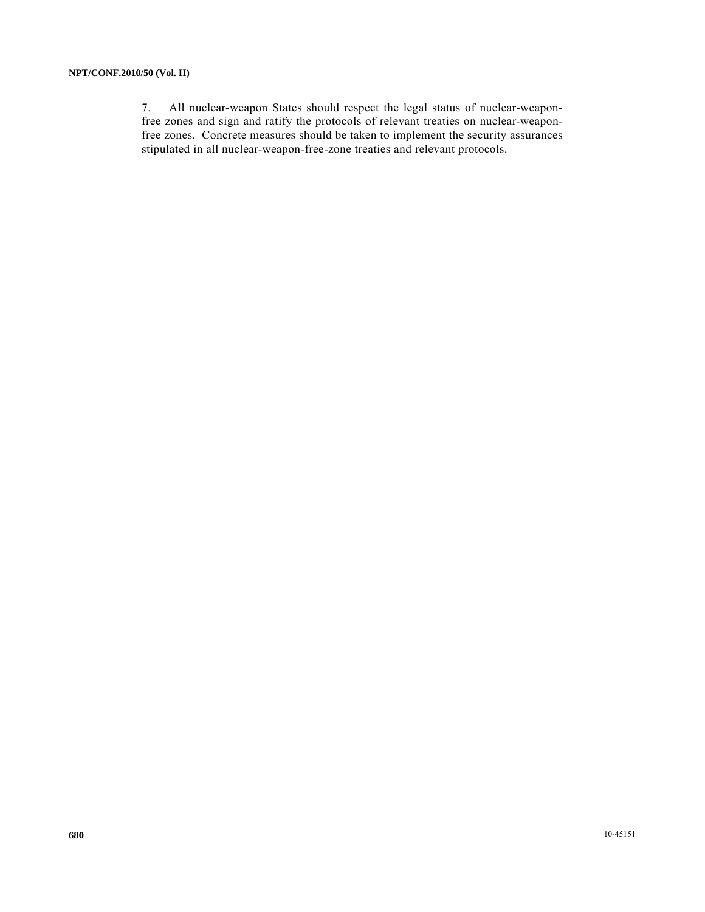7. All nuclear-weapon States should respect the legal status of nuclear-weapon-free zones and sign and ratify the protocols of relevant treaties on nuclear-weapon-free zones. Concrete measures should be taken to implement the security assurances stipulated in all nuclear-weapon-free-zone treaties and relevant protocols.